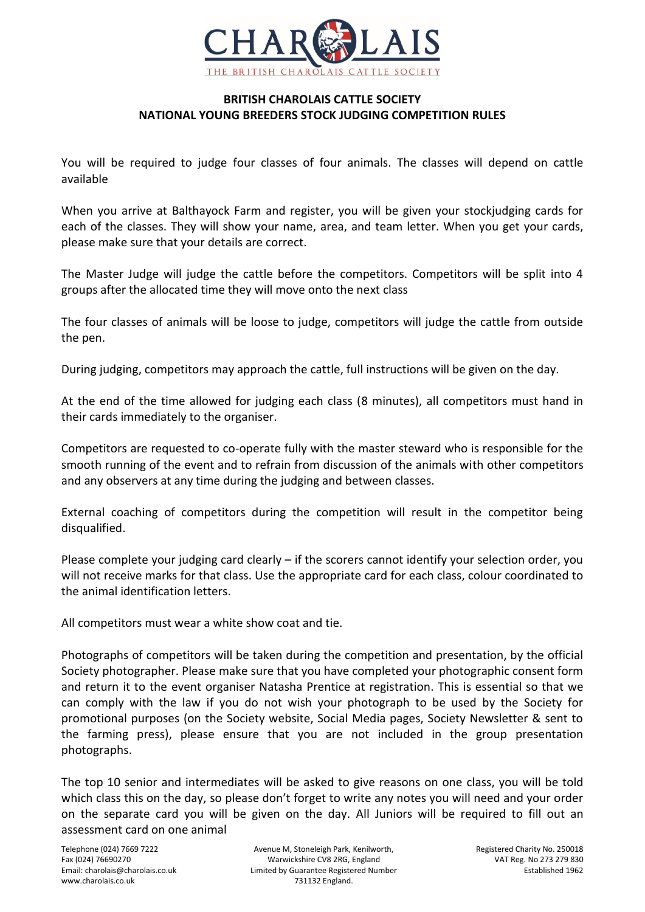CHARLAIS

THE BRITISH CHAROLAIS CATTLE SOCIETY

## BRITISH CHAROLAIS CATTLE SOCIETY
## NATIONAL YOUNG BREEDERS STOCK JUDGING COMPETITION RULES

You will be required to judge four classes of four animals. The classes will depend on cattle available

When you arrive at Balthayock Farm and register, you will be given your stockjudging cards for each of the classes. They will show your name, area, and team letter. When you get your cards, please make sure that your details are correct.

The Master Judge will judge the cattle before the competitors. Competitors will be split into 4 groups after the allocated time they will move onto the next class

The four classes of animals will be loose to judge, competitors will judge the cattle from outside the pen.

During judging, competitors may approach the cattle, full instructions will be given on the day.

At the end of the time allowed for judging each class (8 minutes), all competitors must hand in their cards immediately to the organiser.

Competitors are requested to co-operate fully with the master steward who is responsible for the smooth running of the event and to refrain from discussion of the animals with other competitors and any observers at any time during the judging and between classes.

External coaching of competitors during the competition will result in the competitor being disqualified.

Please complete your judging card clearly – if the scorers cannot identify your selection order, you will not receive marks for that class. Use the appropriate card for each class, colour coordinated to the animal identification letters.

All competitors must wear a white show coat and tie.

Photographs of competitors will be taken during the competition and presentation, by the official Society photographer. Please make sure that you have completed your photographic consent form and return it to the event organiser Natasha Prentice at registration. This is essential so that we can comply with the law if you do not wish your photograph to be used by the Society for promotional purposes (on the Society website, Social Media pages, Society Newsletter & sent to the farming press), please ensure that you are not included in the group presentation photographs.

The top 10 senior and intermediates will be asked to give reasons on one class, you will be told which class this on the day, so please don't forget to write any notes you will need and your order on the separate card you will be given on the day. All Juniors will be required to fill out an assessment card on one animal

Telephone (024) 7669 7222
Fax (024) 76690270
Email: charolais@charolais.co.uk
www.charolais.co.uk

Avenue M, Stoneleigh Park, Kenilworth, Warwickshire CV8 2RG, England
Limited by Guarantee Registered Number 731132 England.

Registered Charity No. 250018
VAT Reg. No 273 279 830
Established 1962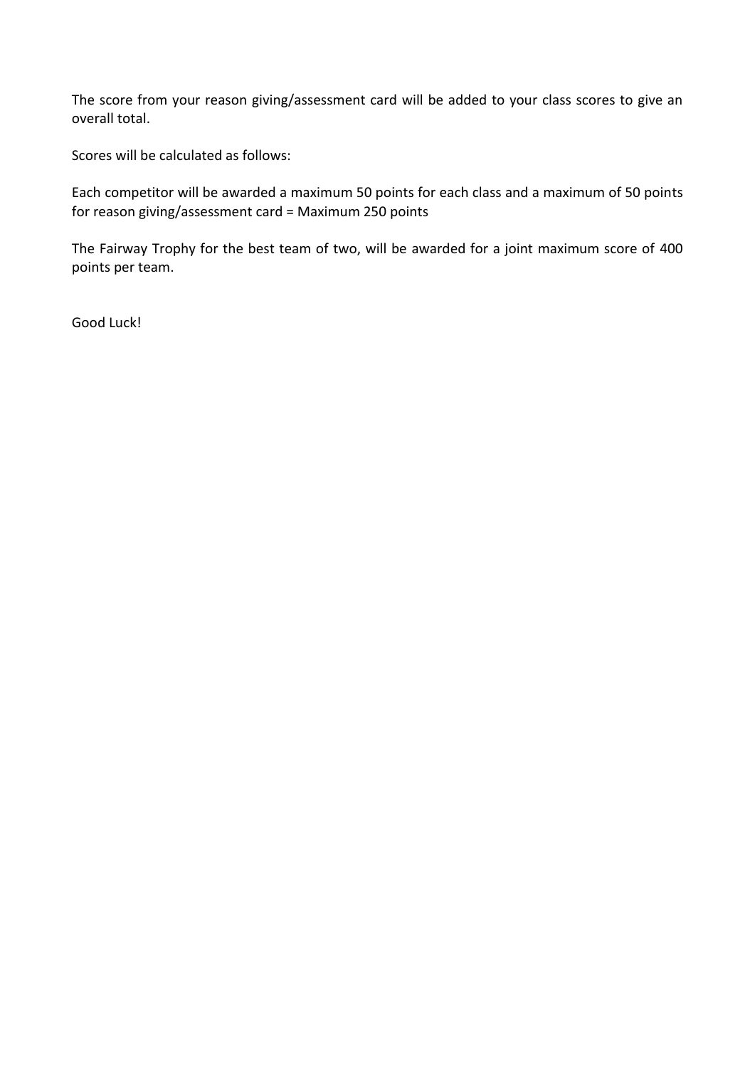The score from your reason giving/assessment card will be added to your class scores to give an overall total.

Scores will be calculated as follows:

Each competitor will be awarded a maximum 50 points for each class and a maximum of 50 points for reason giving/assessment card = Maximum 250 points

The Fairway Trophy for the best team of two, will be awarded for a joint maximum score of 400 points per team.

Good Luck!